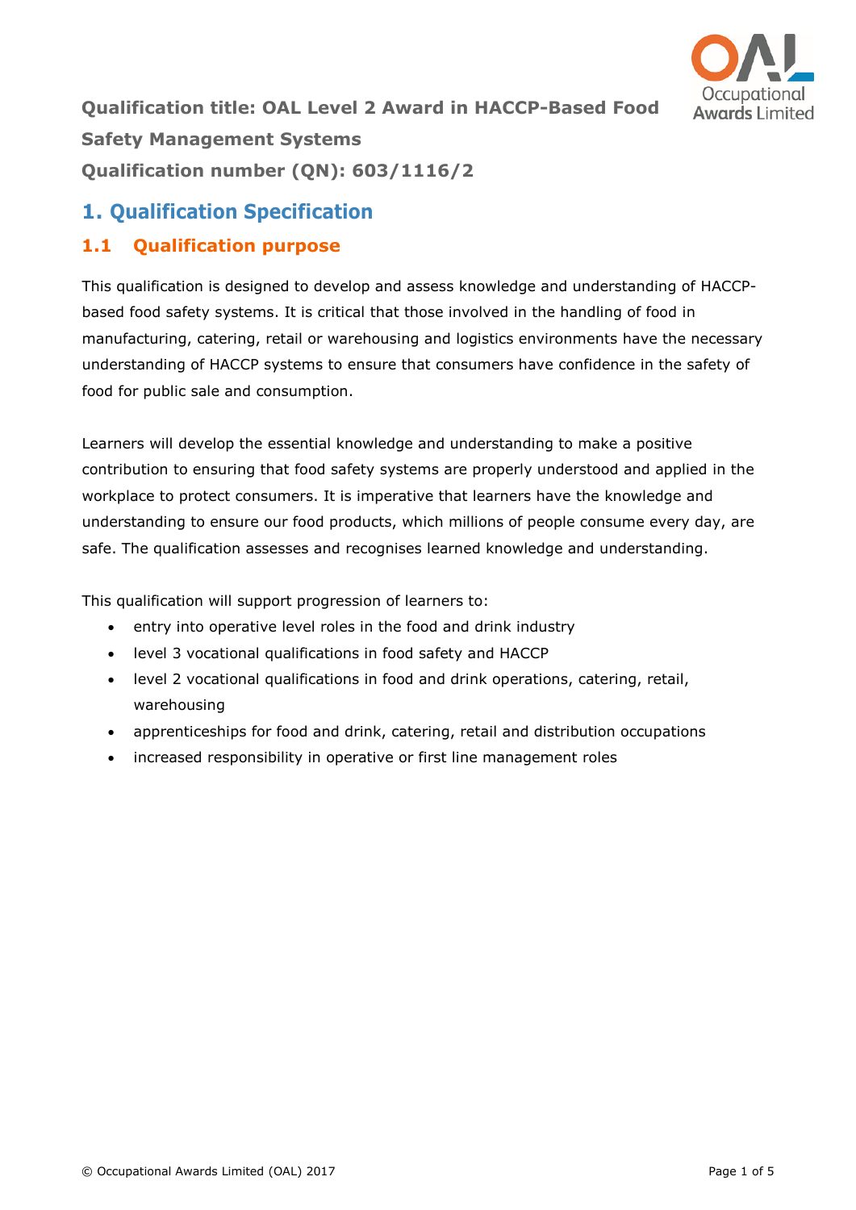**Qualification title: OAL Level 2 Award in HACCP-Based Food Safety Management Systems**

**Qualification number (QN): 603/1116/2**

# 1. Qualification Specification

## 1.1 Qualification purpose

This qualification is designed to develop and assess knowledge and understanding of HACCP-based food safety systems. It is critical that those involved in the handling of food in manufacturing, catering, retail or warehousing and logistics environments have the necessary understanding of HACCP systems to ensure that consumers have confidence in the safety of food for public sale and consumption.

Learners will develop the essential knowledge and understanding to make a positive contribution to ensuring that food safety systems are properly understood and applied in the workplace to protect consumers. It is imperative that learners have the knowledge and understanding to ensure our food products, which millions of people consume every day, are safe. The qualification assesses and recognises learned knowledge and understanding.

This qualification will support progression of learners to:

- entry into operative level roles in the food and drink industry
- level 3 vocational qualifications in food safety and HACCP
- level 2 vocational qualifications in food and drink operations, catering, retail, warehousing
- apprenticeships for food and drink, catering, retail and distribution occupations
- increased responsibility in operative or first line management roles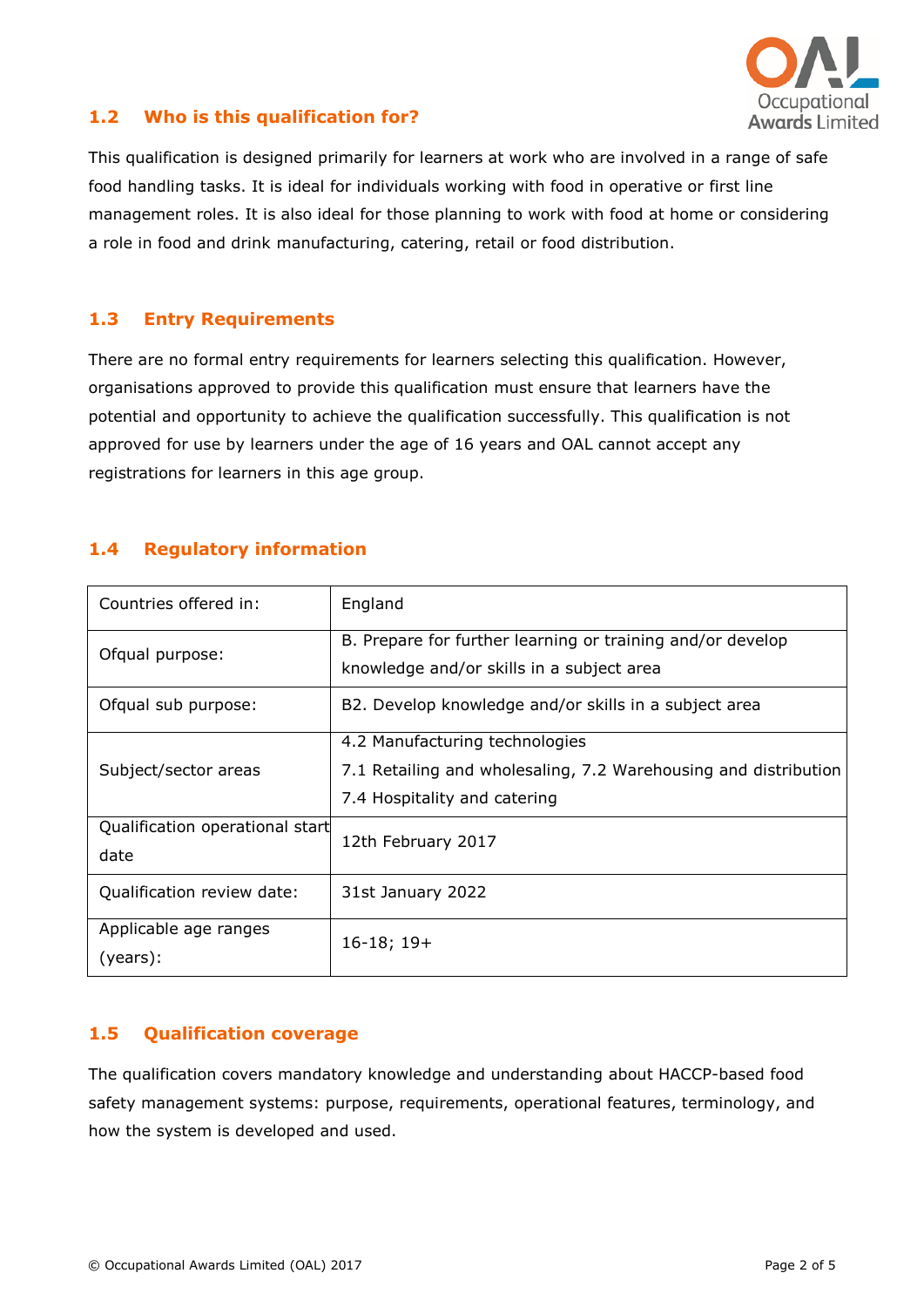## 1.2 Who is this qualification for?

This qualification is designed primarily for learners at work who are involved in a range of safe food handling tasks. It is ideal for individuals working with food in operative or first line management roles. It is also ideal for those planning to work with food at home or considering a role in food and drink manufacturing, catering, retail or food distribution.

## 1.3 Entry Requirements

There are no formal entry requirements for learners selecting this qualification. However, organisations approved to provide this qualification must ensure that learners have the potential and opportunity to achieve the qualification successfully. This qualification is not approved for use by learners under the age of 16 years and OAL cannot accept any registrations for learners in this age group.

## 1.4 Regulatory information

| | |
|---|---|
| Countries offered in: | England |
| Ofqual purpose: | B. Prepare for further learning or training and/or develop knowledge and/or skills in a subject area |
| Ofqual sub purpose: | B2. Develop knowledge and/or skills in a subject area |
| Subject/sector areas | 4.2 Manufacturing technologies<br>7.1 Retailing and wholesaling, 7.2 Warehousing and distribution<br>7.4 Hospitality and catering |
| Qualification operational start date | 12th February 2017 |
| Qualification review date: | 31st January 2022 |
| Applicable age ranges (years): | 16-18; 19+ |

## 1.5 Qualification coverage

The qualification covers mandatory knowledge and understanding about HACCP-based food safety management systems: purpose, requirements, operational features, terminology, and how the system is developed and used.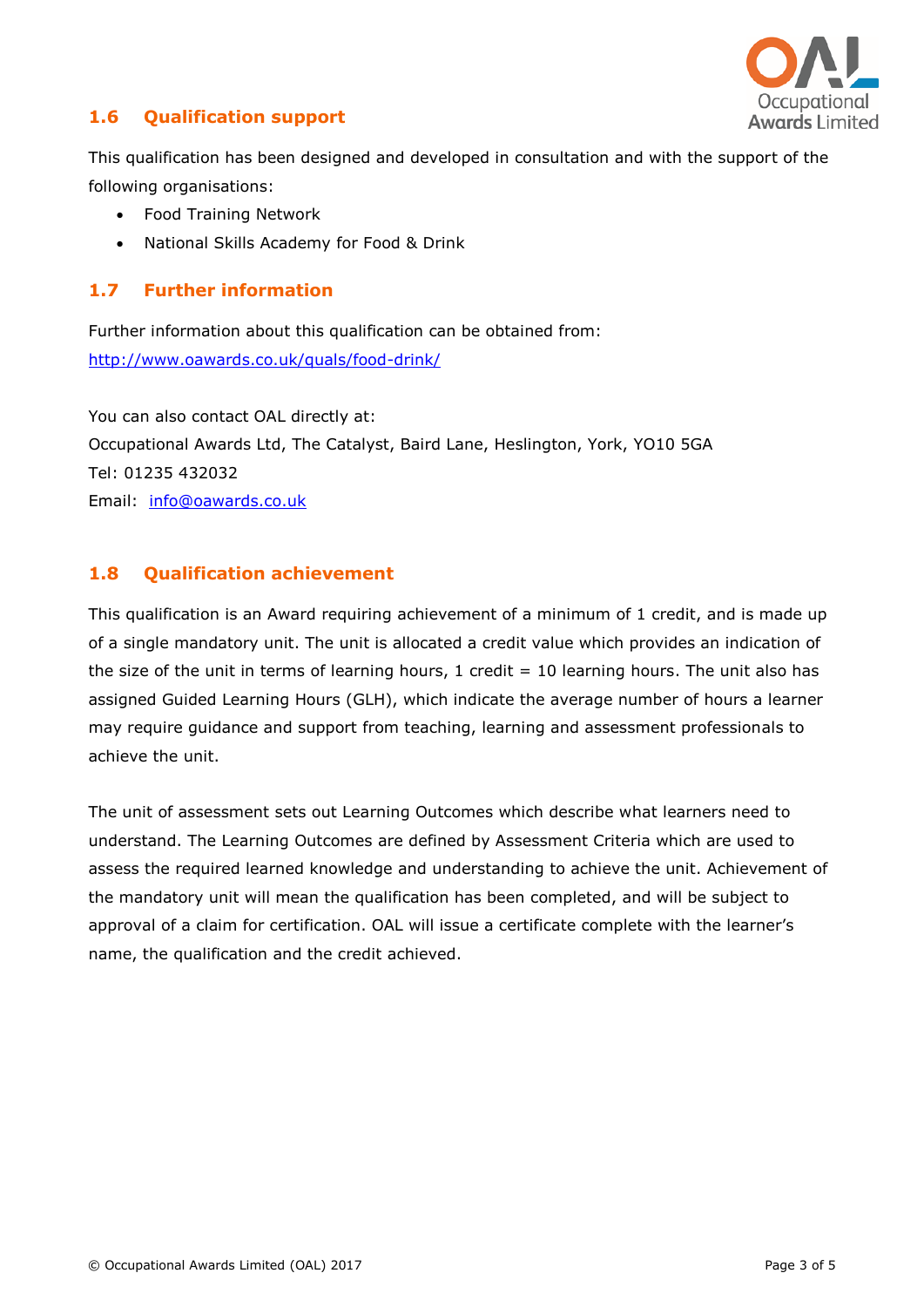## 1.6 Qualification support

This qualification has been designed and developed in consultation and with the support of the following organisations:

- Food Training Network
- National Skills Academy for Food & Drink

## 1.7 Further information

Further information about this qualification can be obtained from:
http://www.oawards.co.uk/quals/food-drink/

You can also contact OAL directly at:
Occupational Awards Ltd, The Catalyst, Baird Lane, Heslington, York, YO10 5GA
Tel: 01235 432032
Email: info@oawards.co.uk

## 1.8 Qualification achievement

This qualification is an Award requiring achievement of a minimum of 1 credit, and is made up of a single mandatory unit. The unit is allocated a credit value which provides an indication of the size of the unit in terms of learning hours, 1 credit = 10 learning hours. The unit also has assigned Guided Learning Hours (GLH), which indicate the average number of hours a learner may require guidance and support from teaching, learning and assessment professionals to achieve the unit.

The unit of assessment sets out Learning Outcomes which describe what learners need to understand. The Learning Outcomes are defined by Assessment Criteria which are used to assess the required learned knowledge and understanding to achieve the unit. Achievement of the mandatory unit will mean the qualification has been completed, and will be subject to approval of a claim for certification. OAL will issue a certificate complete with the learner's name, the qualification and the credit achieved.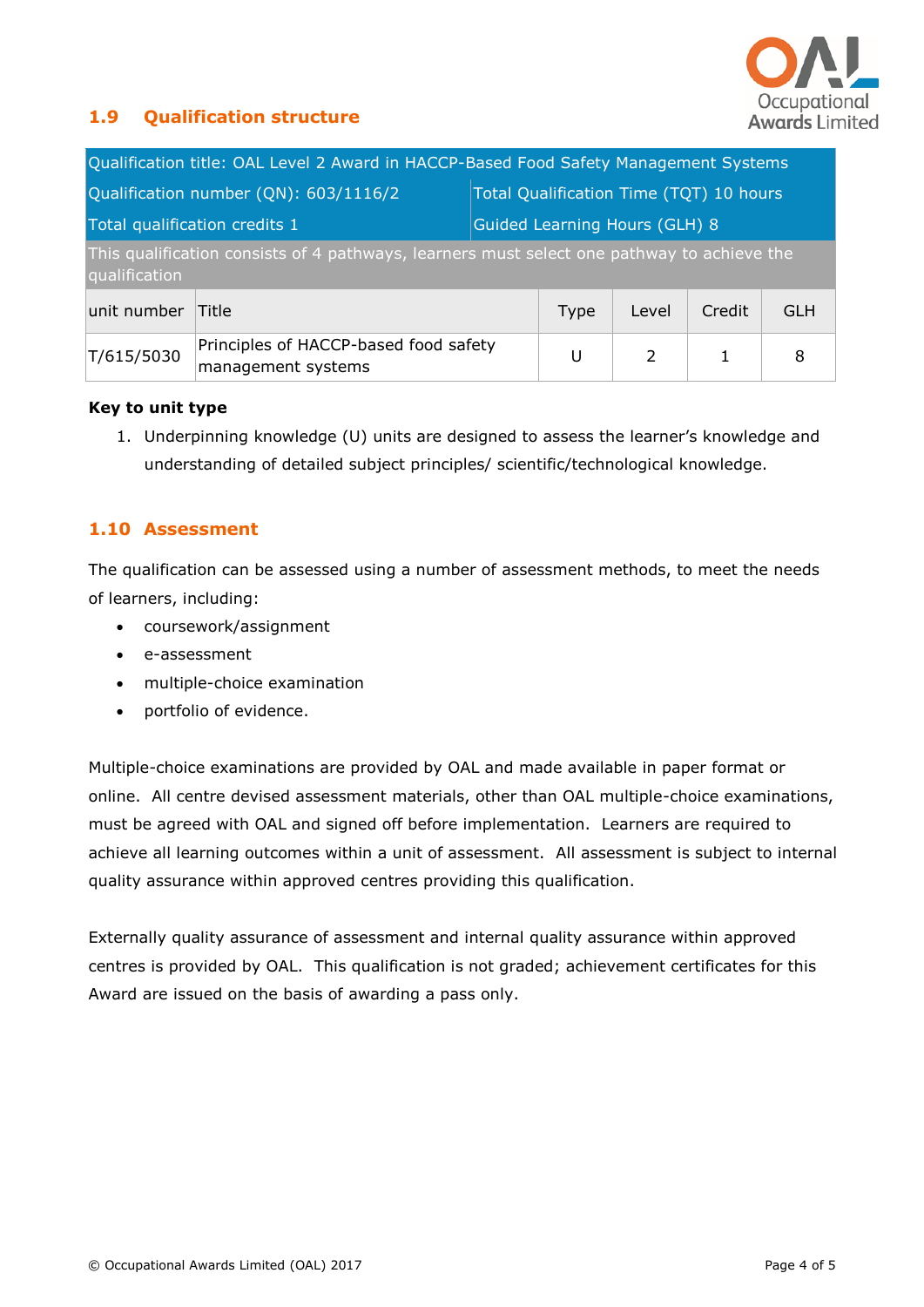## 1.9 Qualification structure

| Qualification title: OAL Level 2 Award in HACCP-Based Food Safety Management Systems | | | | | |
|---|---|---|---|---|---|
| Qualification number (QN): 603/1116/2 | | Total Qualification Time (TQT) 10 hours | | | |
| Total qualification credits 1 | | Guided Learning Hours (GLH) 8 | | | |
| This qualification consists of 4 pathways, learners must select one pathway to achieve the qualification | | | | | |
| unit number | Title | Type | Level | Credit | GLH |
| T/615/5030 | Principles of HACCP-based food safety management systems | U | 2 | 1 | 8 |

**Key to unit type**

1. Underpinning knowledge (U) units are designed to assess the learner's knowledge and understanding of detailed subject principles/ scientific/technological knowledge.

## 1.10 Assessment

The qualification can be assessed using a number of assessment methods, to meet the needs of learners, including:

- coursework/assignment
- e-assessment
- multiple-choice examination
- portfolio of evidence.

Multiple-choice examinations are provided by OAL and made available in paper format or online. All centre devised assessment materials, other than OAL multiple-choice examinations, must be agreed with OAL and signed off before implementation. Learners are required to achieve all learning outcomes within a unit of assessment. All assessment is subject to internal quality assurance within approved centres providing this qualification.

Externally quality assurance of assessment and internal quality assurance within approved centres is provided by OAL. This qualification is not graded; achievement certificates for this Award are issued on the basis of awarding a pass only.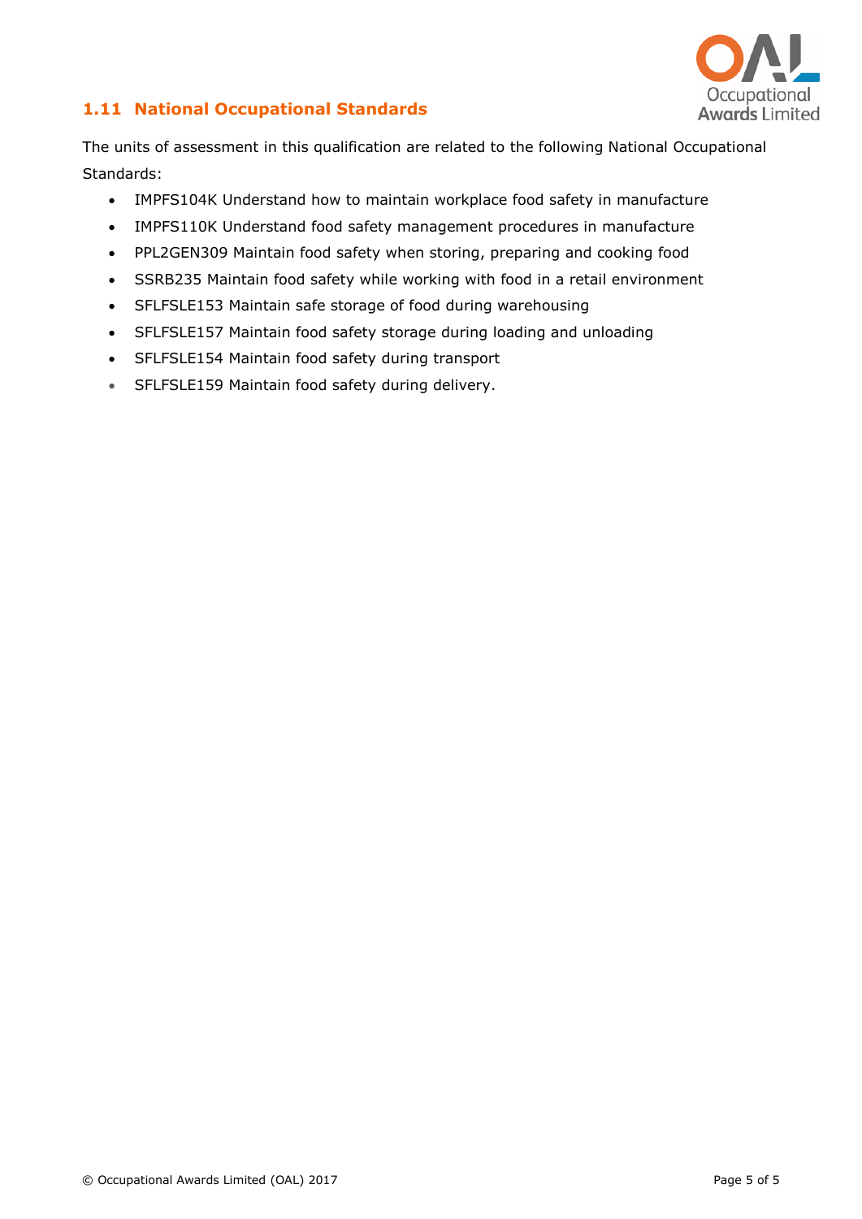## 1.11 National Occupational Standards

The units of assessment in this qualification are related to the following National Occupational Standards:

- IMPFS104K Understand how to maintain workplace food safety in manufacture
- IMPFS110K Understand food safety management procedures in manufacture
- PPL2GEN309 Maintain food safety when storing, preparing and cooking food
- SSRB235 Maintain food safety while working with food in a retail environment
- SFLFSLE153 Maintain safe storage of food during warehousing
- SFLFSLE157 Maintain food safety storage during loading and unloading
- SFLFSLE154 Maintain food safety during transport
- SFLFSLE159 Maintain food safety during delivery.